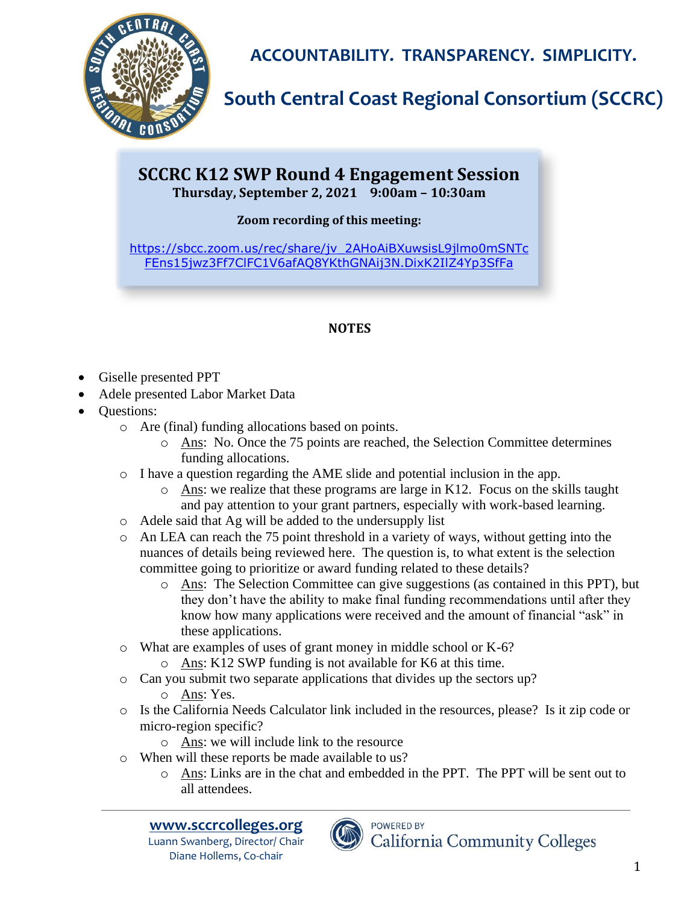**ACCOUNTABILITY. TRANSPARENCY. SIMPLICITY.**

# South Central Coast Regional Consortium (SCCRC)

## SCCRC K12 SWP Round 4 Engagement Session

**Thursday, September 2, 2021 9:00am – 10:30am**

**Zoom recording of this meeting:**

https://sbcc.zoom.us/rec/share/jv_2AHoAiBXuwsisL9jlmo0mSNTcFEns15jwz3Ff7CIFC1V6afAQ8YKthGNAij3N.DixK2IIZ4Yp3SfFa

**NOTES**

- Giselle presented PPT
- Adele presented Labor Market Data
- Questions:
  - Are (final) funding allocations based on points.
    - Ans: No. Once the 75 points are reached, the Selection Committee determines funding allocations.
  - I have a question regarding the AME slide and potential inclusion in the app.
    - Ans: we realize that these programs are large in K12. Focus on the skills taught and pay attention to your grant partners, especially with work-based learning.
  - Adele said that Ag will be added to the undersupply list
  - An LEA can reach the 75 point threshold in a variety of ways, without getting into the nuances of details being reviewed here. The question is, to what extent is the selection committee going to prioritize or award funding related to these details?
    - Ans: The Selection Committee can give suggestions (as contained in this PPT), but they don't have the ability to make final funding recommendations until after they know how many applications were received and the amount of financial "ask" in these applications.
  - What are examples of uses of grant money in middle school or K-6?
    - Ans: K12 SWP funding is not available for K6 at this time.
  - Can you submit two separate applications that divides up the sectors up?
    - Ans: Yes.
  - Is the California Needs Calculator link included in the resources, please? Is it zip code or micro-region specific?
    - Ans: we will include link to the resource
  - When will these reports be made available to us?
    - Ans: Links are in the chat and embedded in the PPT. The PPT will be sent out to all attendees.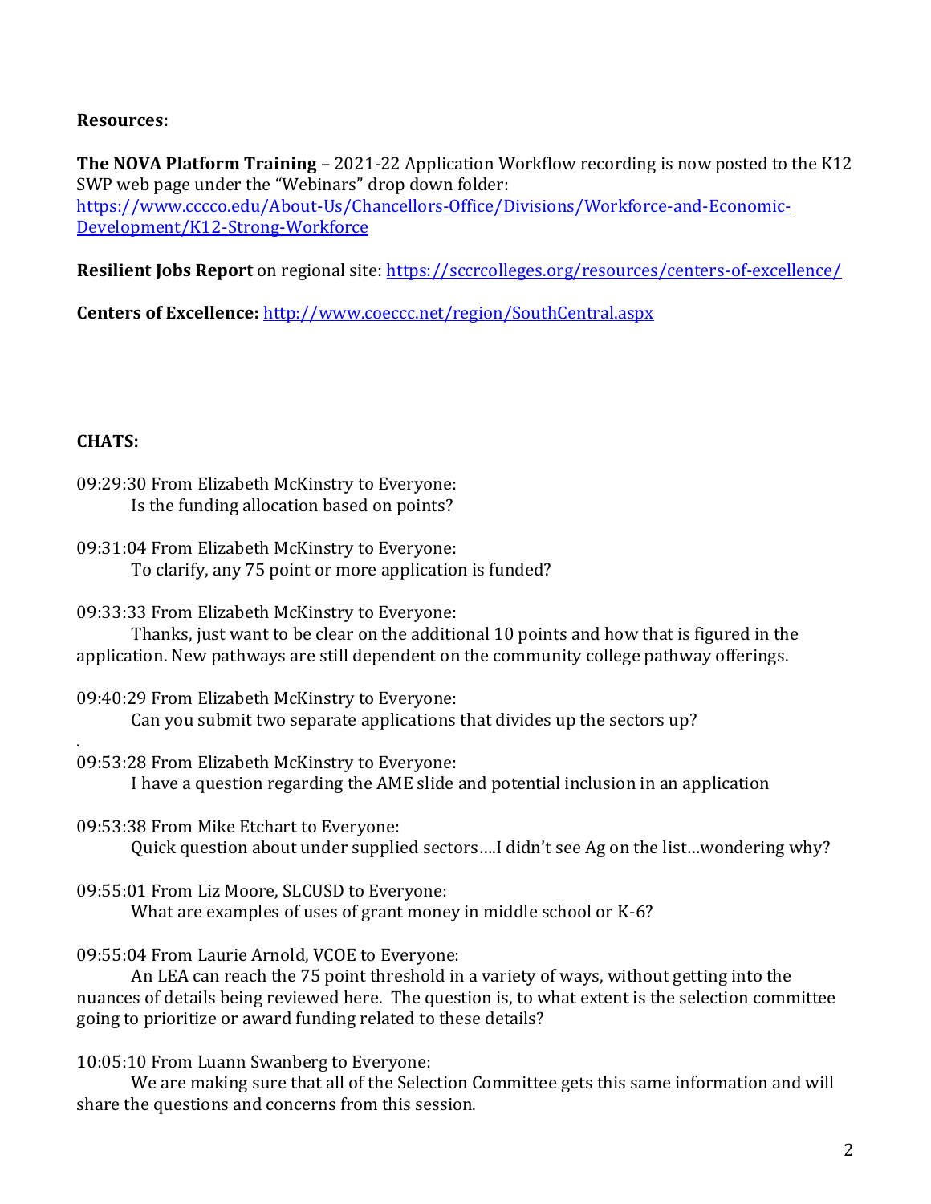**Resources:**

**The NOVA Platform Training** – 2021-22 Application Workflow recording is now posted to the K12 SWP web page under the "Webinars" drop down folder: https://www.cccco.edu/About-Us/Chancellors-Office/Divisions/Workforce-and-Economic-Development/K12-Strong-Workforce

**Resilient Jobs Report** on regional site: https://sccrcolleges.org/resources/centers-of-excellence/

**Centers of Excellence:** http://www.coeccc.net/region/SouthCentral.aspx

**CHATS:**

09:29:30 From Elizabeth McKinstry to Everyone:
Is the funding allocation based on points?

09:31:04 From Elizabeth McKinstry to Everyone:
To clarify, any 75 point or more application is funded?

09:33:33 From Elizabeth McKinstry to Everyone:
Thanks, just want to be clear on the additional 10 points and how that is figured in the application. New pathways are still dependent on the community college pathway offerings.

09:40:29 From Elizabeth McKinstry to Everyone:
Can you submit two separate applications that divides up the sectors up?

.

09:53:28 From Elizabeth McKinstry to Everyone:
I have a question regarding the AME slide and potential inclusion in an application

09:53:38 From Mike Etchart to Everyone:
Quick question about under supplied sectors….I didn't see Ag on the list…wondering why?

09:55:01 From Liz Moore, SLCUSD to Everyone:
What are examples of uses of grant money in middle school or K-6?

09:55:04 From Laurie Arnold, VCOE to Everyone:
An LEA can reach the 75 point threshold in a variety of ways, without getting into the nuances of details being reviewed here. The question is, to what extent is the selection committee going to prioritize or award funding related to these details?

10:05:10 From Luann Swanberg to Everyone:
We are making sure that all of the Selection Committee gets this same information and will share the questions and concerns from this session.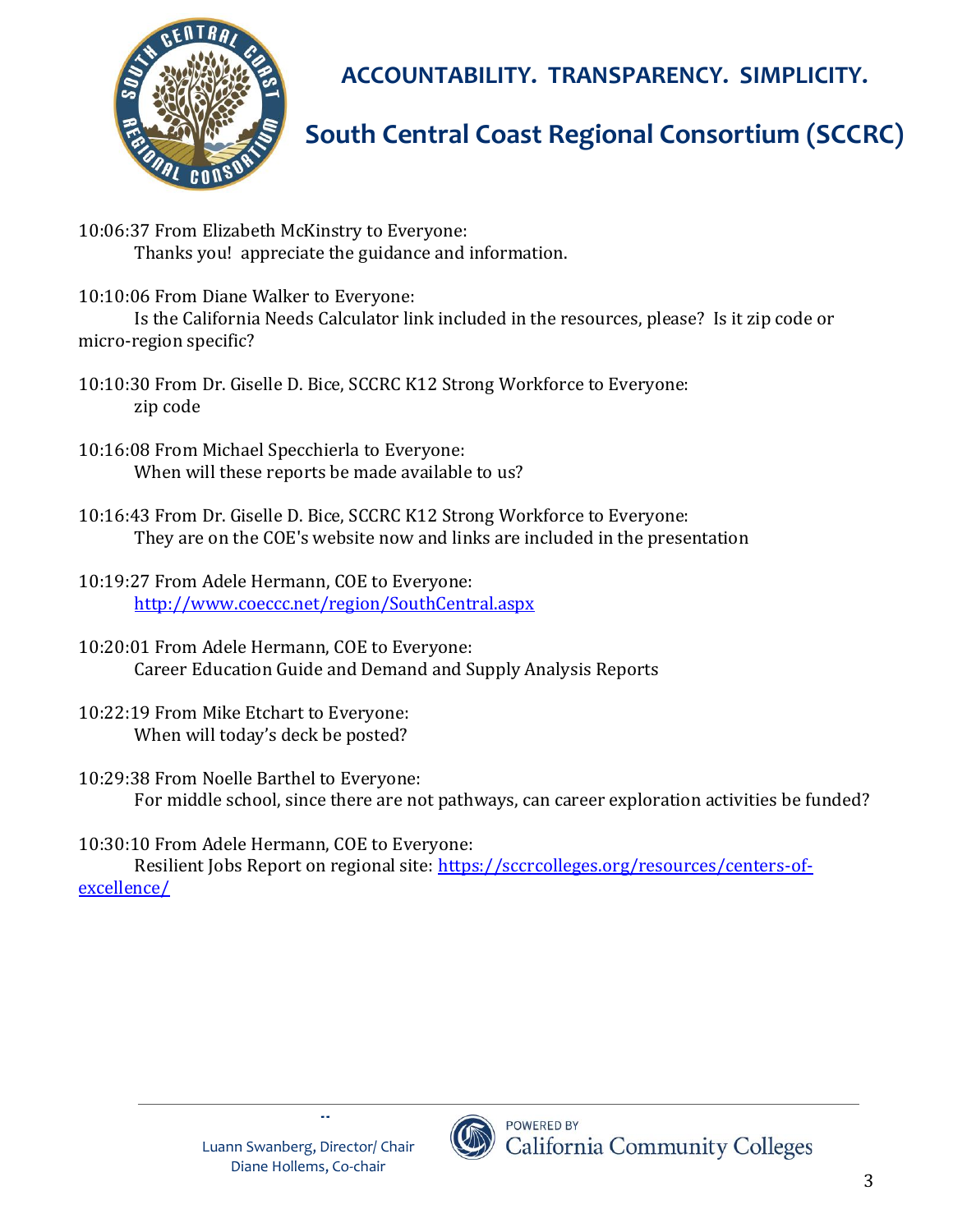10:06:37 From Elizabeth McKinstry to Everyone:
Thanks you!  appreciate the guidance and information.

10:10:06 From Diane Walker to Everyone:
Is the California Needs Calculator link included in the resources, please?  Is it zip code or micro-region specific?

10:10:30 From Dr. Giselle D. Bice, SCCRC K12 Strong Workforce to Everyone:
zip code

10:16:08 From Michael Specchierla to Everyone:
When will these reports be made available to us?

10:16:43 From Dr. Giselle D. Bice, SCCRC K12 Strong Workforce to Everyone:
They are on the COE's website now and links are included in the presentation

10:19:27 From Adele Hermann, COE to Everyone:
http://www.coeccc.net/region/SouthCentral.aspx

10:20:01 From Adele Hermann, COE to Everyone:
Career Education Guide and Demand and Supply Analysis Reports

10:22:19 From Mike Etchart to Everyone:
When will today's deck be posted?

10:29:38 From Noelle Barthel to Everyone:
For middle school, since there are not pathways, can career exploration activities be funded?

10:30:10 From Adele Hermann, COE to Everyone:
Resilient Jobs Report on regional site: https://sccrcolleges.org/resources/centers-of-excellence/